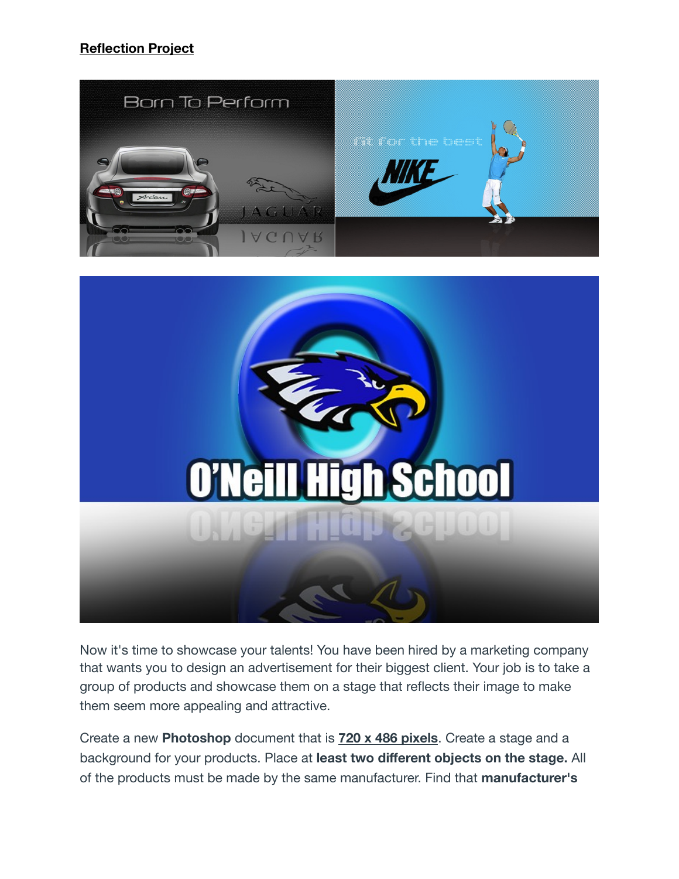**Reflection Project**

Now it's time to showcase your talents! You have been hired by a marketing company that wants you to design an advertisement for their biggest client. Your job is to take a group of products and showcase them on a stage that reflects their image to make them seem more appealing and attractive.

Create a new **Photoshop** document that is **720 x 486 pixels**. Create a stage and a background for your products. Place at **least two different objects on the stage.** All of the products must be made by the same manufacturer. Find that **manufacturer's**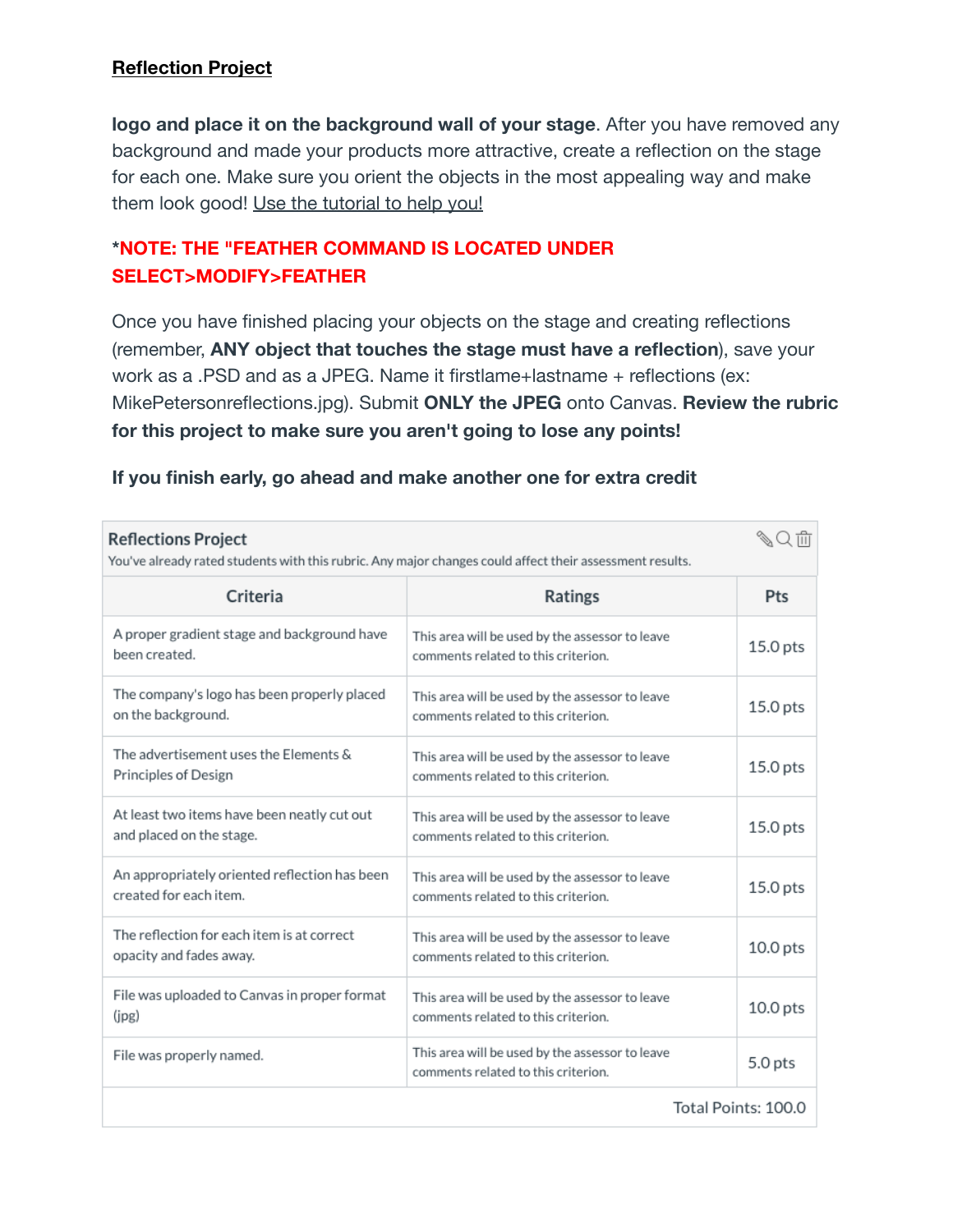**<u>Reflection Project</u>**

**logo and place it on the background wall of your stage**. After you have removed any background and made your products more attractive, create a reflection on the stage for each one. Make sure you orient the objects in the most appealing way and make them look good! <u>Use the tutorial to help you!</u>

***NOTE: THE "FEATHER COMMAND IS LOCATED UNDER SELECT>MODIFY>FEATHER**

Once you have finished placing your objects on the stage and creating reflections (remember, **ANY object that touches the stage must have a reflection**), save your work as a .PSD and as a JPEG. Name it firstlame+lastname + reflections (ex: MikePetersonreflections.jpg). Submit **ONLY the JPEG** onto Canvas. **Review the rubric for this project to make sure you aren't going to lose any points!**

**If you finish early, go ahead and make another one for extra credit**

**Reflections Project**

You've already rated students with this rubric. Any major changes could affect their assessment results.

| Criteria | Ratings | Pts |
|---|---|---|
| A proper gradient stage and background have been created. | This area will be used by the assessor to leave comments related to this criterion. | 15.0 pts |
| The company's logo has been properly placed on the background. | This area will be used by the assessor to leave comments related to this criterion. | 15.0 pts |
| The advertisement uses the Elements & Principles of Design | This area will be used by the assessor to leave comments related to this criterion. | 15.0 pts |
| At least two items have been neatly cut out and placed on the stage. | This area will be used by the assessor to leave comments related to this criterion. | 15.0 pts |
| An appropriately oriented reflection has been created for each item. | This area will be used by the assessor to leave comments related to this criterion. | 15.0 pts |
| The reflection for each item is at correct opacity and fades away. | This area will be used by the assessor to leave comments related to this criterion. | 10.0 pts |
| File was uploaded to Canvas in proper format (jpg) | This area will be used by the assessor to leave comments related to this criterion. | 10.0 pts |
| File was properly named. | This area will be used by the assessor to leave comments related to this criterion. | 5.0 pts |
| | | Total Points: 100.0 |